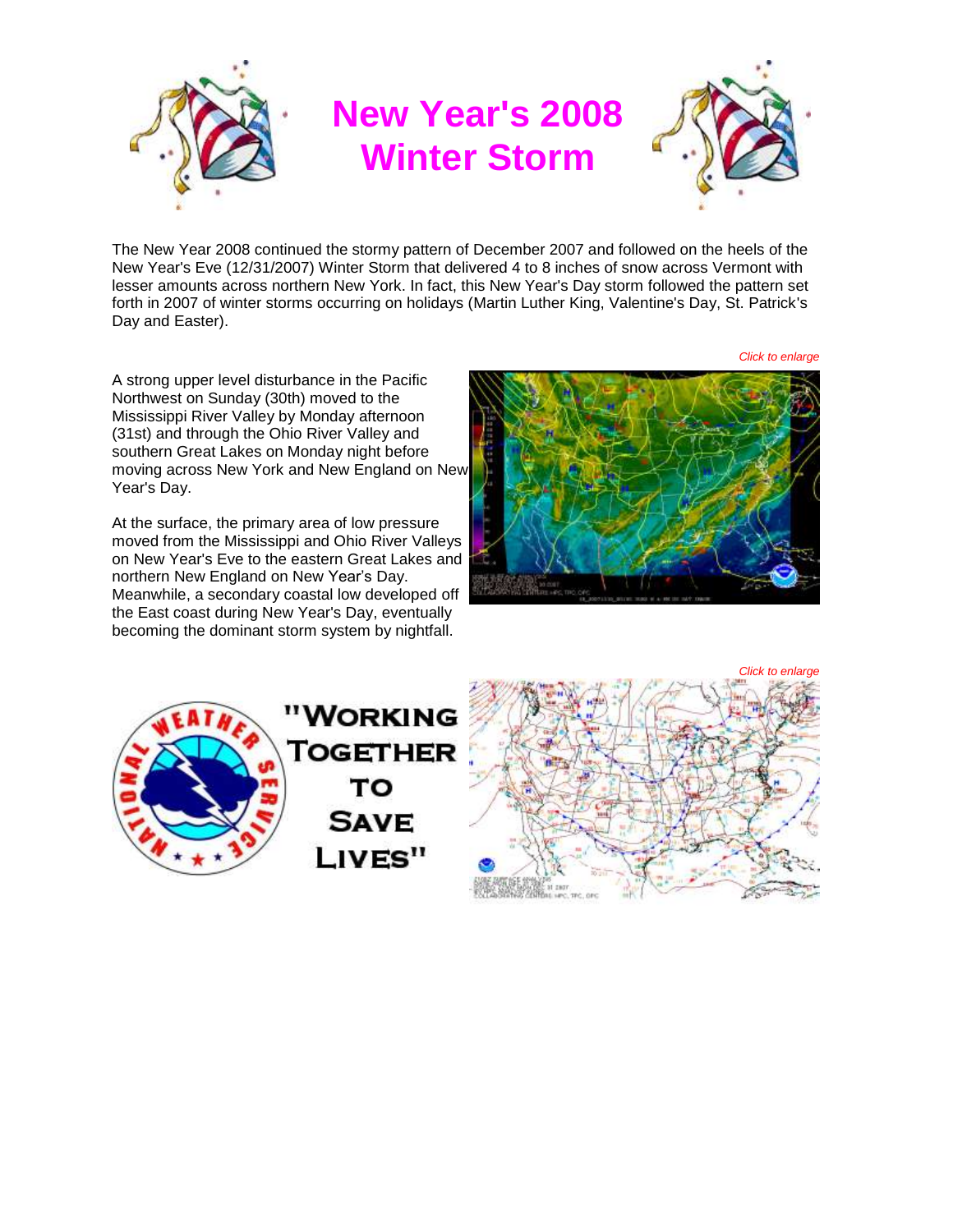# New Year's 2008 Winter Storm

The New Year 2008 continued the stormy pattern of December 2007 and followed on the heels of the New Year's Eve (12/31/2007) Winter Storm that delivered 4 to 8 inches of snow across Vermont with lesser amounts across northern New York. In fact, this New Year's Day storm followed the pattern set forth in 2007 of winter storms occurring on holidays (Martin Luther King, Valentine's Day, St. Patrick's Day and Easter).

*Click to enlarge*

A strong upper level disturbance in the Pacific Northwest on Sunday (30th) moved to the Mississippi River Valley by Monday afternoon (31st) and through the Ohio River Valley and southern Great Lakes on Monday night before moving across New York and New England on New Year's Day.

At the surface, the primary area of low pressure moved from the Mississippi and Ohio River Valleys on New Year's Eve to the eastern Great Lakes and northern New England on New Year's Day. Meanwhile, a secondary coastal low developed off the East coast during New Year's Day, eventually becoming the dominant storm system by nightfall.

*Click to enlarge*

"WORKING TOGETHER TO SAVE LIVES"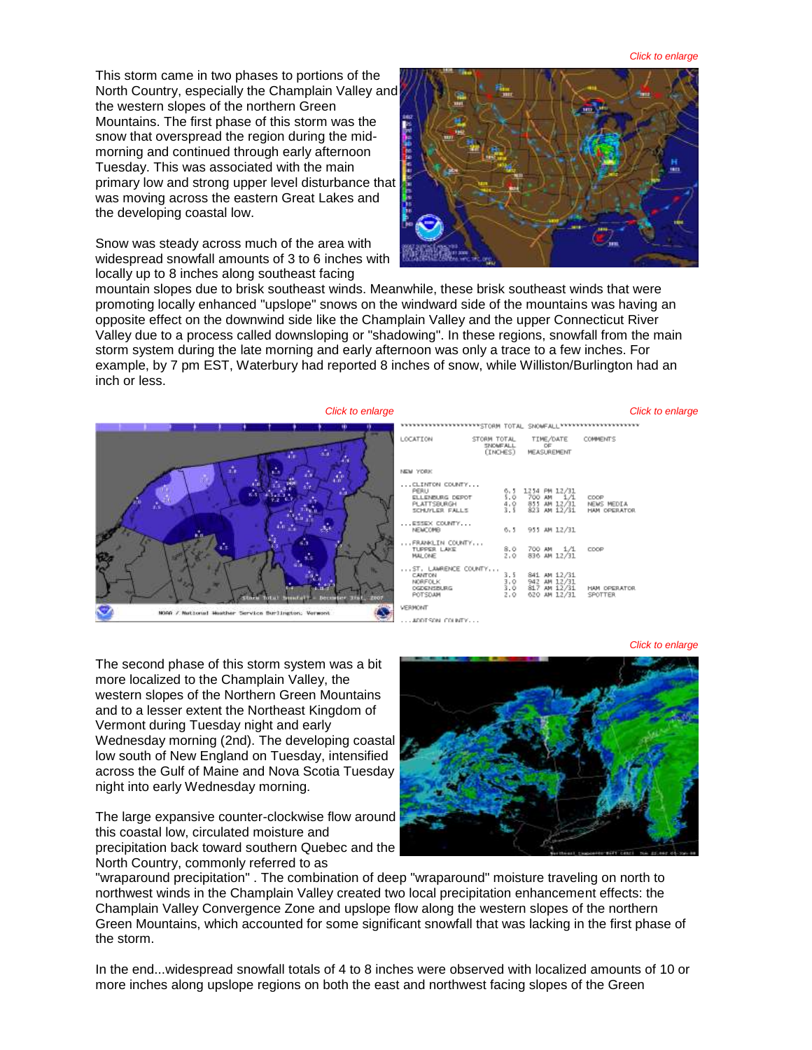Click to enlarge

This storm came in two phases to portions of the North Country, especially the Champlain Valley and the western slopes of the northern Green Mountains. The first phase of this storm was the snow that overspread the region during the mid-morning and continued through early afternoon Tuesday. This was associated with the main primary low and strong upper level disturbance that was moving across the eastern Great Lakes and the developing coastal low.

Snow was steady across much of the area with widespread snowfall amounts of 3 to 6 inches with locally up to 8 inches along southeast facing mountain slopes due to brisk southeast winds. Meanwhile, these brisk southeast winds that were promoting locally enhanced "upslope" snows on the windward side of the mountains was having an opposite effect on the downwind side like the Champlain Valley and the upper Connecticut River Valley due to a process called downsloping or "shadowing". In these regions, snowfall from the main storm system during the late morning and early afternoon was only a trace to a few inches. For example, by 7 pm EST, Waterbury had reported 8 inches of snow, while Williston/Burlington had an inch or less.

Click to enlarge

Click to enlarge

| LOCATION | STORM TOTAL SNOWFALL (INCHES) | TIME/DATE OF MEASUREMENT | COMMENTS |
|---|---|---|---|
| NEW YORK | | | |
| ...CLINTON COUNTY... | | | |
| PERU | 6.5 | 1254 PM 12/31 | |
| ELLENBURG DEPOT | 5.0 | 700 AM 1/1 | COOP |
| PLATTSBURGH | 4.0 | 855 AM 12/31 | NEWS MEDIA |
| SCHUYLER FALLS | 3.5 | 823 AM 12/31 | HAM OPERATOR |
| ...ESSEX COUNTY... | | | |
| NEWCOMB | 6.5 | 955 AM 12/31 | |
| ...FRANKLIN COUNTY... | | | |
| TUPPER LAKE | 8.0 | 700 AM 1/1 | COOP |
| MALONE | 2.0 | 836 AM 12/31 | |
| ...ST. LAWRENCE COUNTY... | | | |
| CANTON | 3.5 | 841 AM 12/31 | |
| NORFOLK | 3.0 | 942 AM 12/31 | |
| OGDENSBURG | 3.0 | 817 AM 12/31 | HAM OPERATOR |
| POTSDAM | 2.0 | 620 AM 12/31 | SPOTTER |
| VERMONT | | | |
| ...ADDISON COUNTY... | | | |

Click to enlarge

The second phase of this storm system was a bit more localized to the Champlain Valley, the western slopes of the Northern Green Mountains and to a lesser extent the Northeast Kingdom of Vermont during Tuesday night and early Wednesday morning (2nd). The developing coastal low south of New England on Tuesday, intensified across the Gulf of Maine and Nova Scotia Tuesday night into early Wednesday morning.

The large expansive counter-clockwise flow around this coastal low, circulated moisture and precipitation back toward southern Quebec and the North Country, commonly referred to as "wraparound precipitation" . The combination of deep "wraparound" moisture traveling on north to northwest winds in the Champlain Valley created two local precipitation enhancement effects: the Champlain Valley Convergence Zone and upslope flow along the western slopes of the northern Green Mountains, which accounted for some significant snowfall that was lacking in the first phase of the storm.

In the end...widespread snowfall totals of 4 to 8 inches were observed with localized amounts of 10 or more inches along upslope regions on both the east and northwest facing slopes of the Green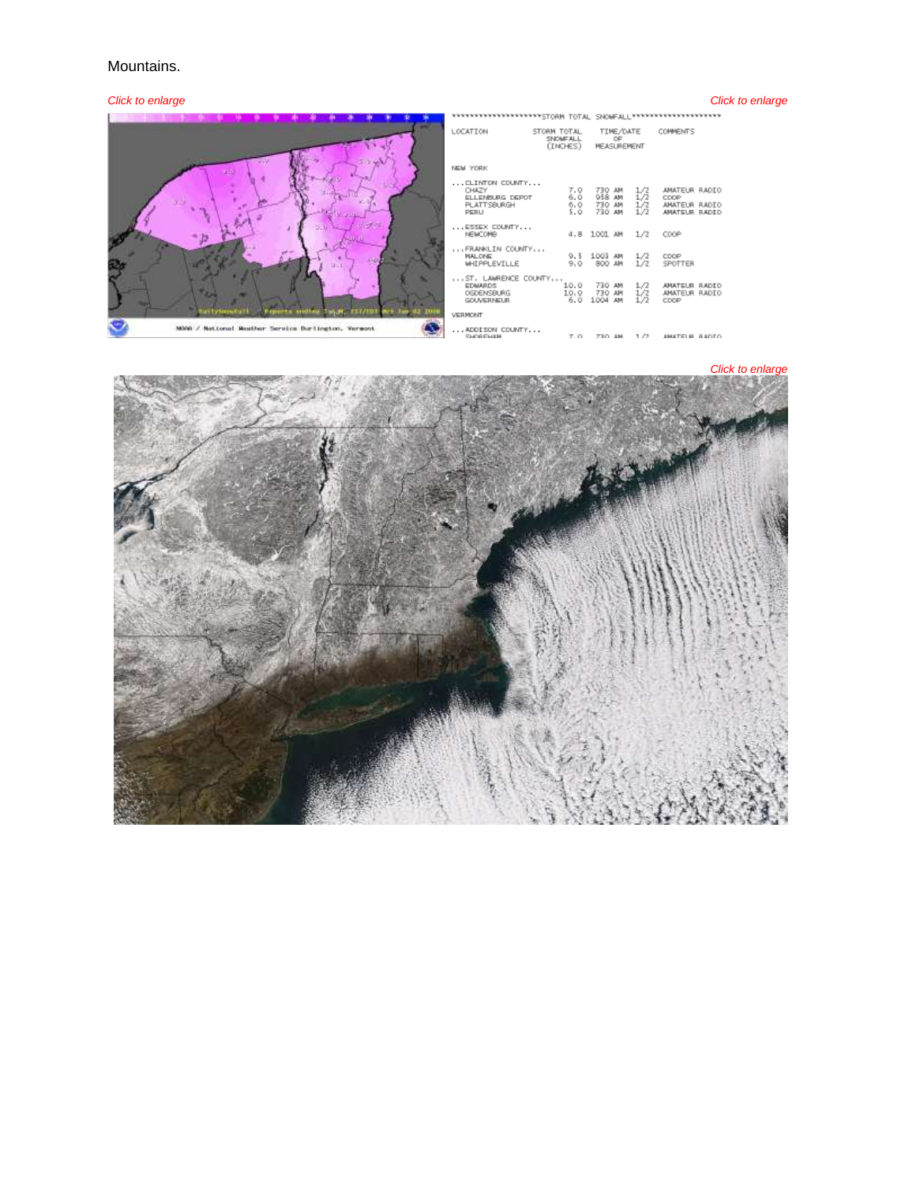Mountains.

*Click to enlarge*

*Click to enlarge*

*Click to enlarge*